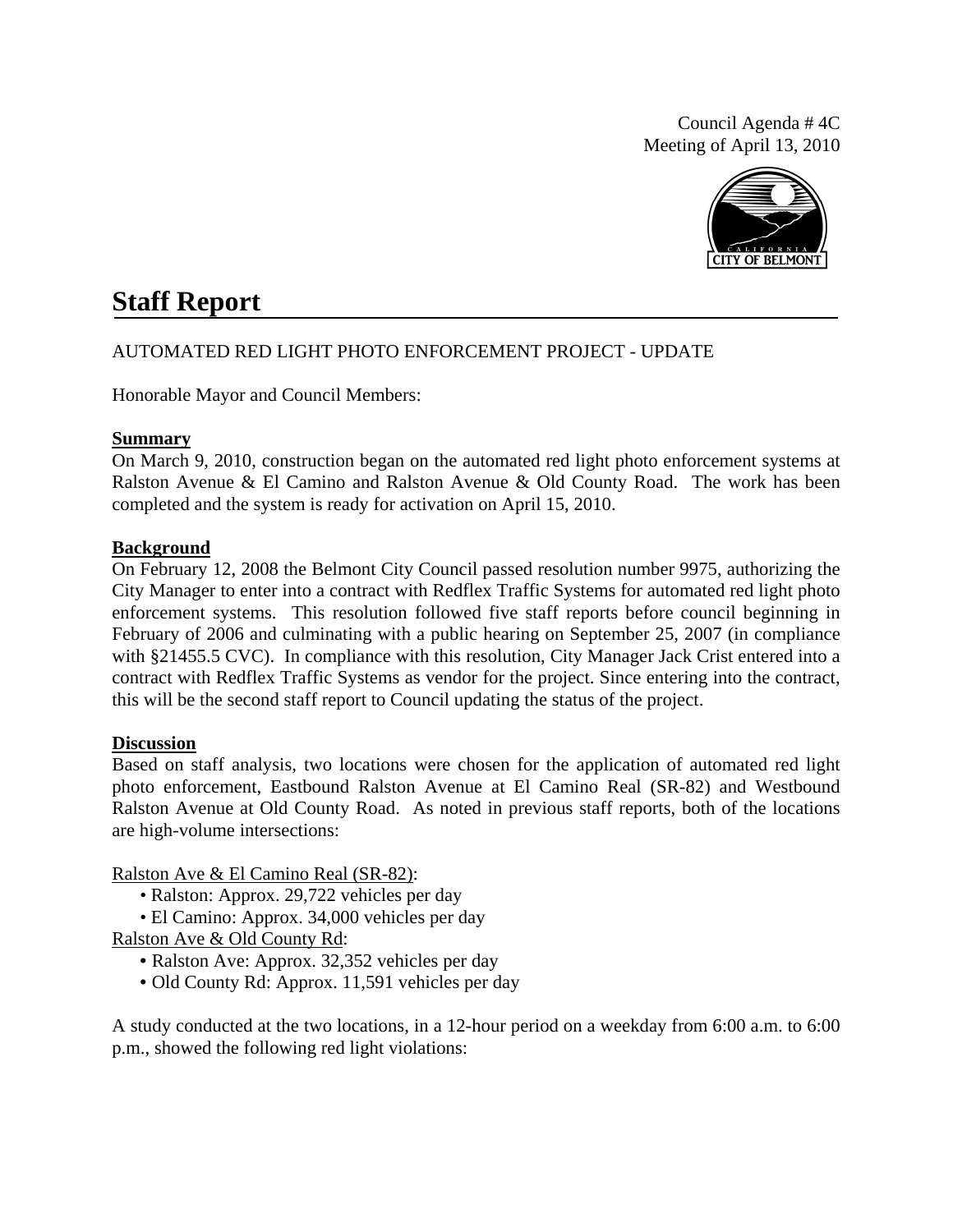Council Agenda # 4C
Meeting of April 13, 2010

# Staff Report

AUTOMATED RED LIGHT PHOTO ENFORCEMENT PROJECT - UPDATE

Honorable Mayor and Council Members:

**Summary**

On March 9, 2010, construction began on the automated red light photo enforcement systems at Ralston Avenue & El Camino and Ralston Avenue & Old County Road. The work has been completed and the system is ready for activation on April 15, 2010.

**Background**

On February 12, 2008 the Belmont City Council passed resolution number 9975, authorizing the City Manager to enter into a contract with Redflex Traffic Systems for automated red light photo enforcement systems. This resolution followed five staff reports before council beginning in February of 2006 and culminating with a public hearing on September 25, 2007 (in compliance with §21455.5 CVC). In compliance with this resolution, City Manager Jack Crist entered into a contract with Redflex Traffic Systems as vendor for the project. Since entering into the contract, this will be the second staff report to Council updating the status of the project.

**Discussion**

Based on staff analysis, two locations were chosen for the application of automated red light photo enforcement, Eastbound Ralston Avenue at El Camino Real (SR-82) and Westbound Ralston Avenue at Old County Road. As noted in previous staff reports, both of the locations are high-volume intersections:

Ralston Ave & El Camino Real (SR-82):

- Ralston: Approx. 29,722 vehicles per day
- El Camino: Approx. 34,000 vehicles per day

Ralston Ave & Old County Rd:

- Ralston Ave: Approx. 32,352 vehicles per day
- Old County Rd: Approx. 11,591 vehicles per day

A study conducted at the two locations, in a 12-hour period on a weekday from 6:00 a.m. to 6:00 p.m., showed the following red light violations: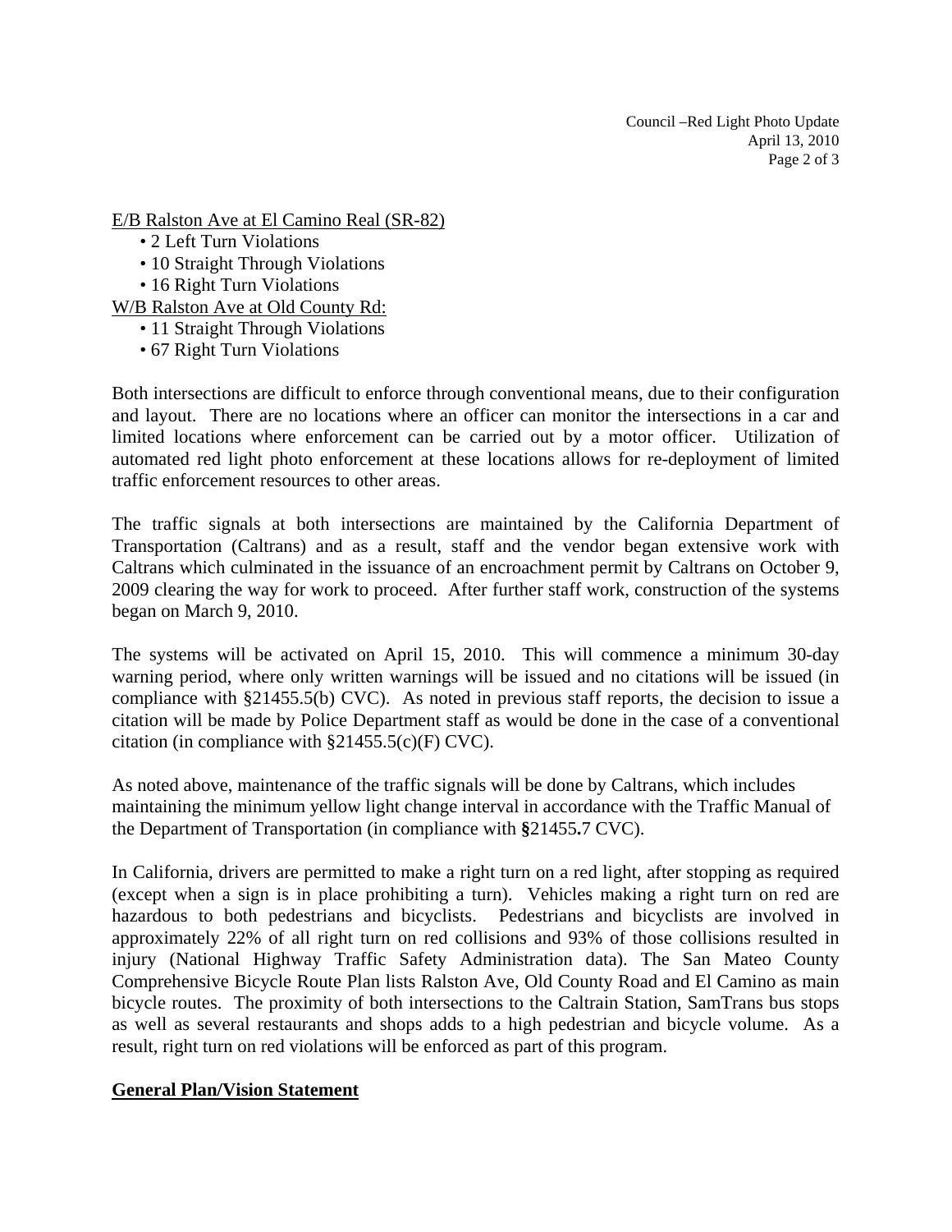E/B Ralston Ave at El Camino Real (SR-82)

- 2 Left Turn Violations
- 10 Straight Through Violations
- 16 Right Turn Violations

W/B Ralston Ave at Old County Rd:

- 11 Straight Through Violations
- 67 Right Turn Violations

Both intersections are difficult to enforce through conventional means, due to their configuration and layout. There are no locations where an officer can monitor the intersections in a car and limited locations where enforcement can be carried out by a motor officer. Utilization of automated red light photo enforcement at these locations allows for re-deployment of limited traffic enforcement resources to other areas.

The traffic signals at both intersections are maintained by the California Department of Transportation (Caltrans) and as a result, staff and the vendor began extensive work with Caltrans which culminated in the issuance of an encroachment permit by Caltrans on October 9, 2009 clearing the way for work to proceed. After further staff work, construction of the systems began on March 9, 2010.

The systems will be activated on April 15, 2010. This will commence a minimum 30-day warning period, where only written warnings will be issued and no citations will be issued (in compliance with §21455.5(b) CVC). As noted in previous staff reports, the decision to issue a citation will be made by Police Department staff as would be done in the case of a conventional citation (in compliance with §21455.5(c)(F) CVC).

As noted above, maintenance of the traffic signals will be done by Caltrans, which includes maintaining the minimum yellow light change interval in accordance with the Traffic Manual of the Department of Transportation (in compliance with **§**21455**.**7 CVC).

In California, drivers are permitted to make a right turn on a red light, after stopping as required (except when a sign is in place prohibiting a turn). Vehicles making a right turn on red are hazardous to both pedestrians and bicyclists. Pedestrians and bicyclists are involved in approximately 22% of all right turn on red collisions and 93% of those collisions resulted in injury (National Highway Traffic Safety Administration data). The San Mateo County Comprehensive Bicycle Route Plan lists Ralston Ave, Old County Road and El Camino as main bicycle routes. The proximity of both intersections to the Caltrain Station, SamTrans bus stops as well as several restaurants and shops adds to a high pedestrian and bicycle volume. As a result, right turn on red violations will be enforced as part of this program.

## General Plan/Vision Statement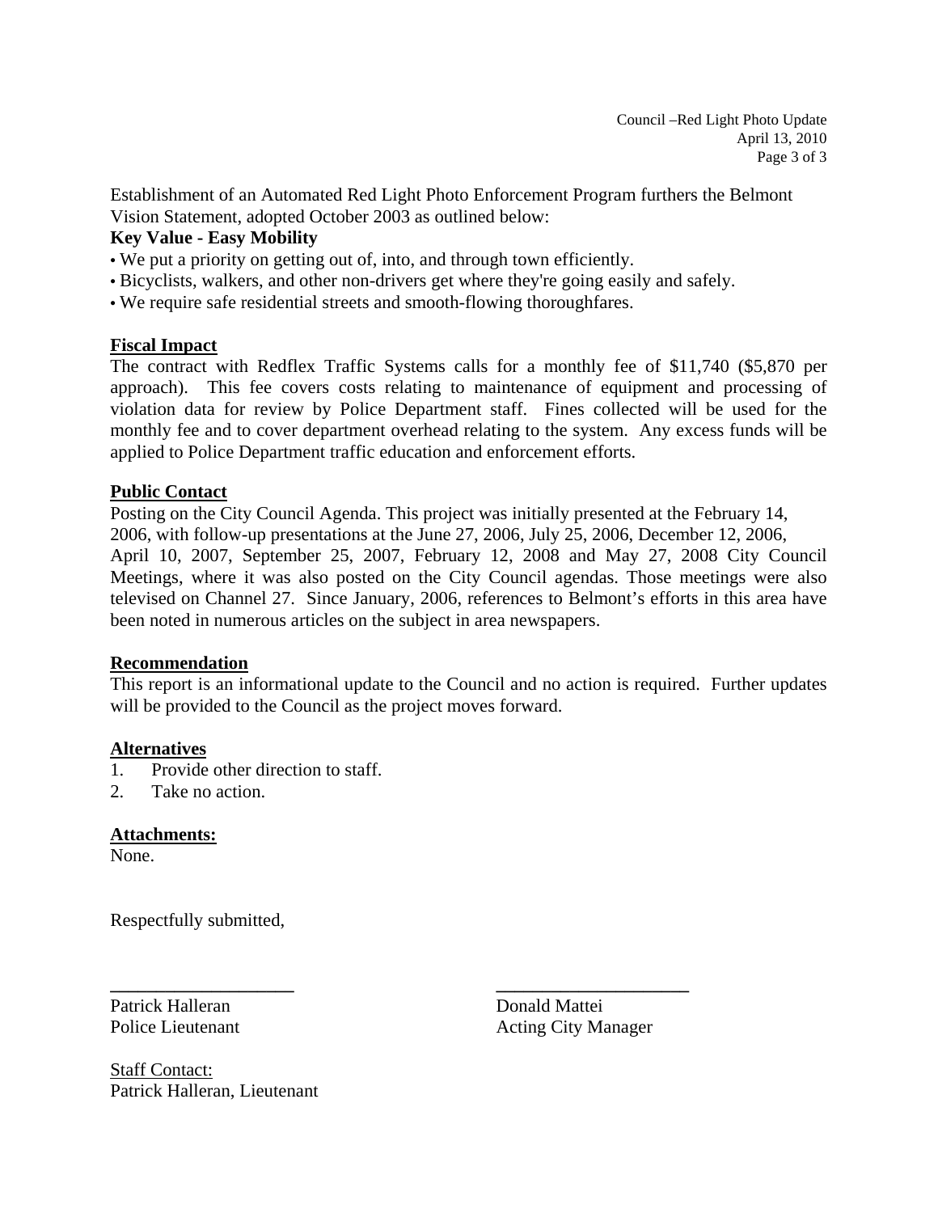Establishment of an Automated Red Light Photo Enforcement Program furthers the Belmont Vision Statement, adopted October 2003 as outlined below:

**Key Value - Easy Mobility**

- We put a priority on getting out of, into, and through town efficiently.
- Bicyclists, walkers, and other non-drivers get where they're going easily and safely.
- We require safe residential streets and smooth-flowing thoroughfares.

## Fiscal Impact

The contract with Redflex Traffic Systems calls for a monthly fee of $11,740 ($5,870 per approach). This fee covers costs relating to maintenance of equipment and processing of violation data for review by Police Department staff. Fines collected will be used for the monthly fee and to cover department overhead relating to the system. Any excess funds will be applied to Police Department traffic education and enforcement efforts.

## Public Contact

Posting on the City Council Agenda. This project was initially presented at the February 14, 2006, with follow-up presentations at the June 27, 2006, July 25, 2006, December 12, 2006, April 10, 2007, September 25, 2007, February 12, 2008 and May 27, 2008 City Council Meetings, where it was also posted on the City Council agendas. Those meetings were also televised on Channel 27. Since January, 2006, references to Belmont's efforts in this area have been noted in numerous articles on the subject in area newspapers.

## Recommendation

This report is an informational update to the Council and no action is required. Further updates will be provided to the Council as the project moves forward.

## Alternatives

1. Provide other direction to staff.
2. Take no action.

## Attachments:

None.

Respectfully submitted,

| ____________________ | ____________________ |
|---|---|
| Patrick Halleran | Donald Mattei |
| Police Lieutenant | Acting City Manager |

Staff Contact:
Patrick Halleran, Lieutenant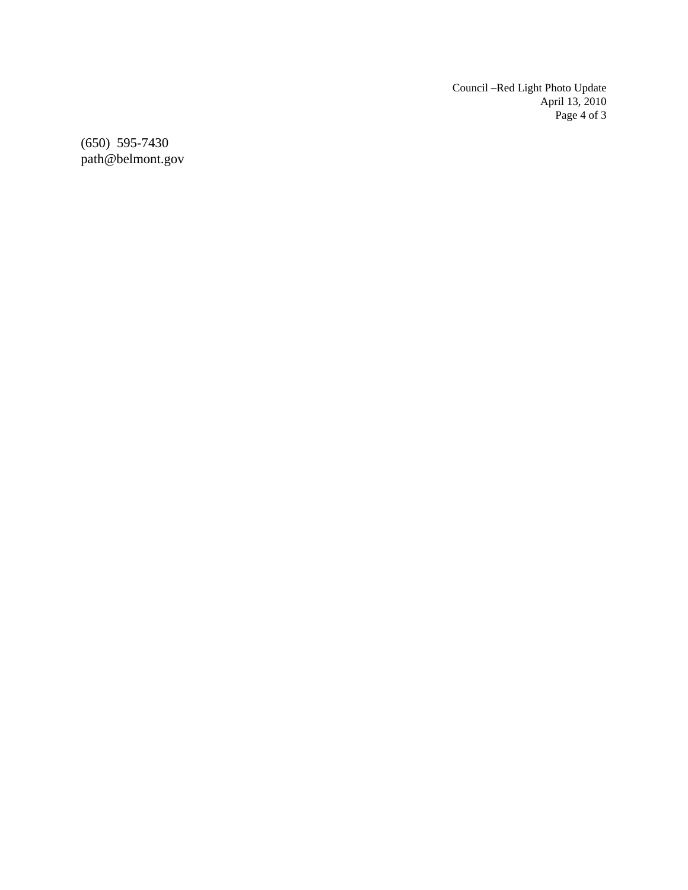(650)  595-7430
path@belmont.gov